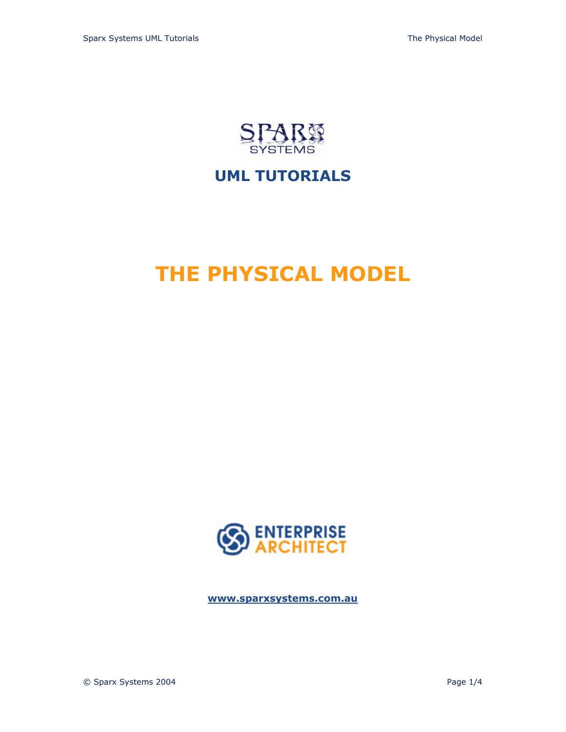## UML TUTORIALS

# THE PHYSICAL MODEL

**www.sparxsystems.com.au**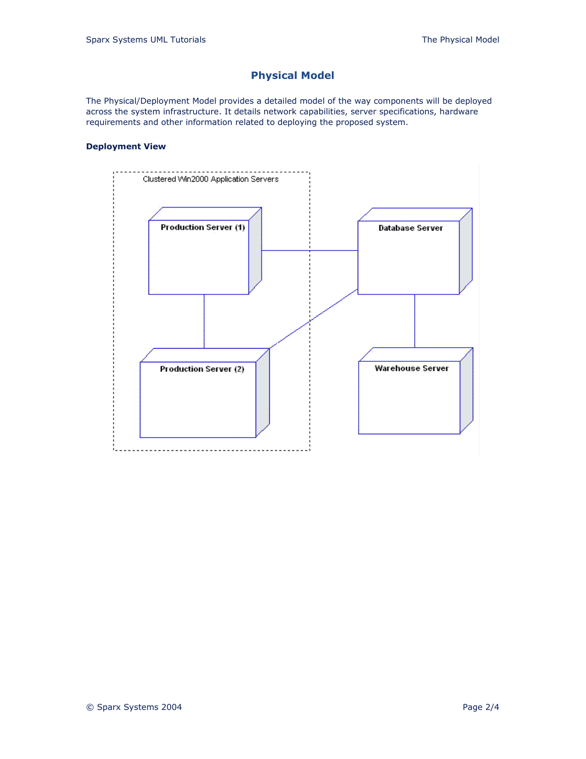# Physical Model

The Physical/Deployment Model provides a detailed model of the way components will be deployed across the system infrastructure. It details network capabilities, server specifications, hardware requirements and other information related to deploying the proposed system.

### Deployment View

Clustered Win2000 Application Servers

Production Server (1)

Production Server (2)

Database Server

Warehouse Server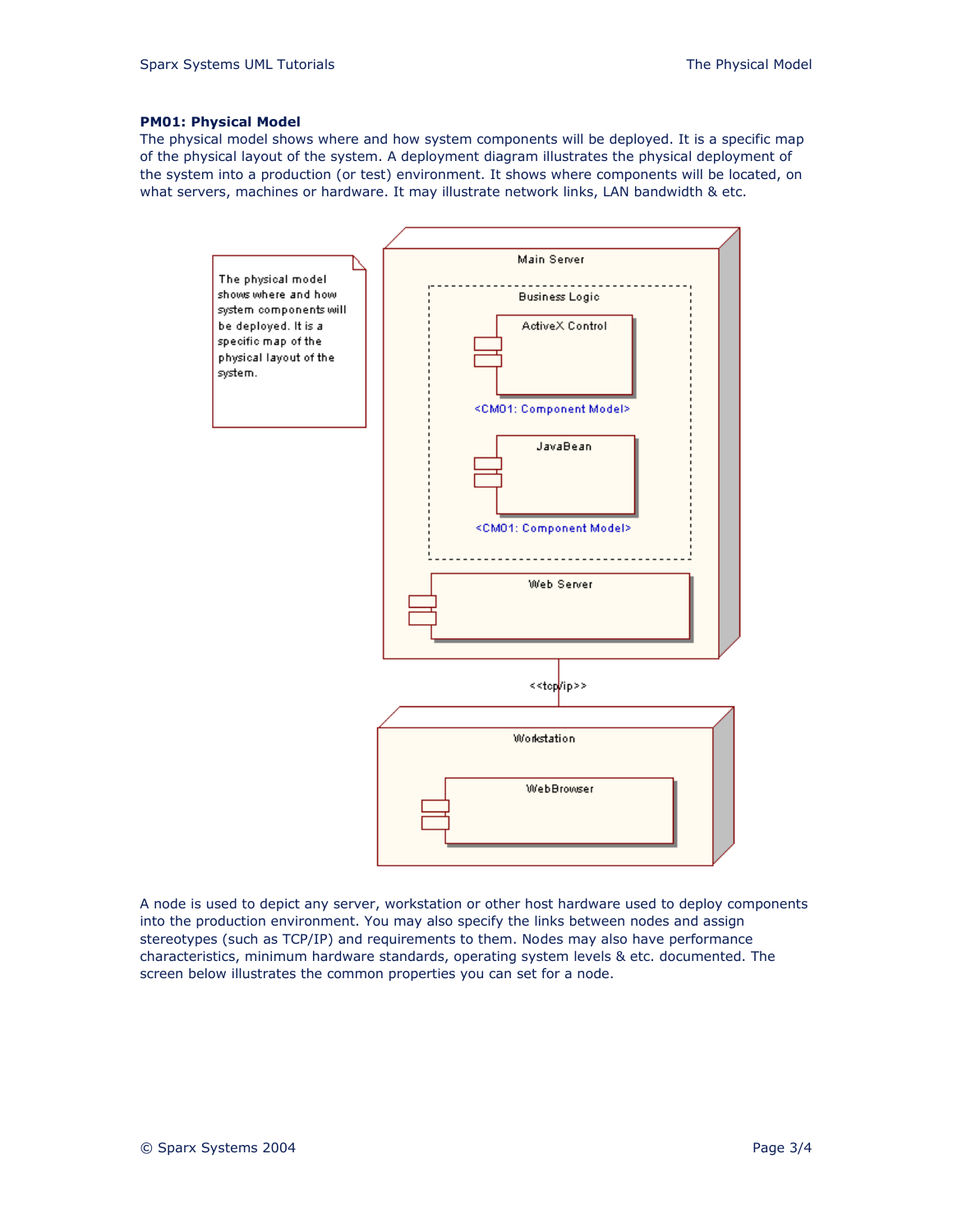**PM01: Physical Model**

The physical model shows where and how system components will be deployed. It is a specific map of the physical layout of the system. A deployment diagram illustrates the physical deployment of the system into a production (or test) environment. It shows where components will be located, on what servers, machines or hardware. It may illustrate network links, LAN bandwidth & etc.

A node is used to depict any server, workstation or other host hardware used to deploy components into the production environment. You may also specify the links between nodes and assign stereotypes (such as TCP/IP) and requirements to them. Nodes may also have performance characteristics, minimum hardware standards, operating system levels & etc. documented. The screen below illustrates the common properties you can set for a node.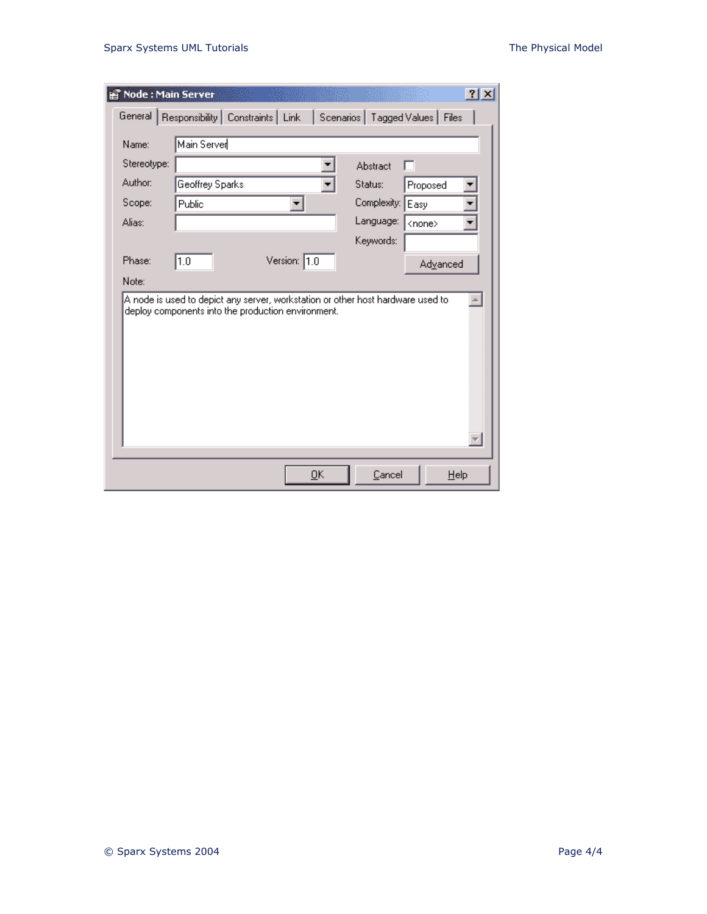**Node : Main Server**

General | Responsibility | Constraints | Link | Scenarios | Tagged Values | Files

Name: Main Server

Stereotype:

Abstract

Author: Geoffrey Sparks

Status: Proposed

Scope: Public

Complexity: Easy

Alias:

Language: <none>

Keywords:

Phase: 1.0

Version: 1.0

Advanced

Note:

A node is used to depict any server, workstation or other host hardware used to deploy components into the production environment.

OK | Cancel | Help